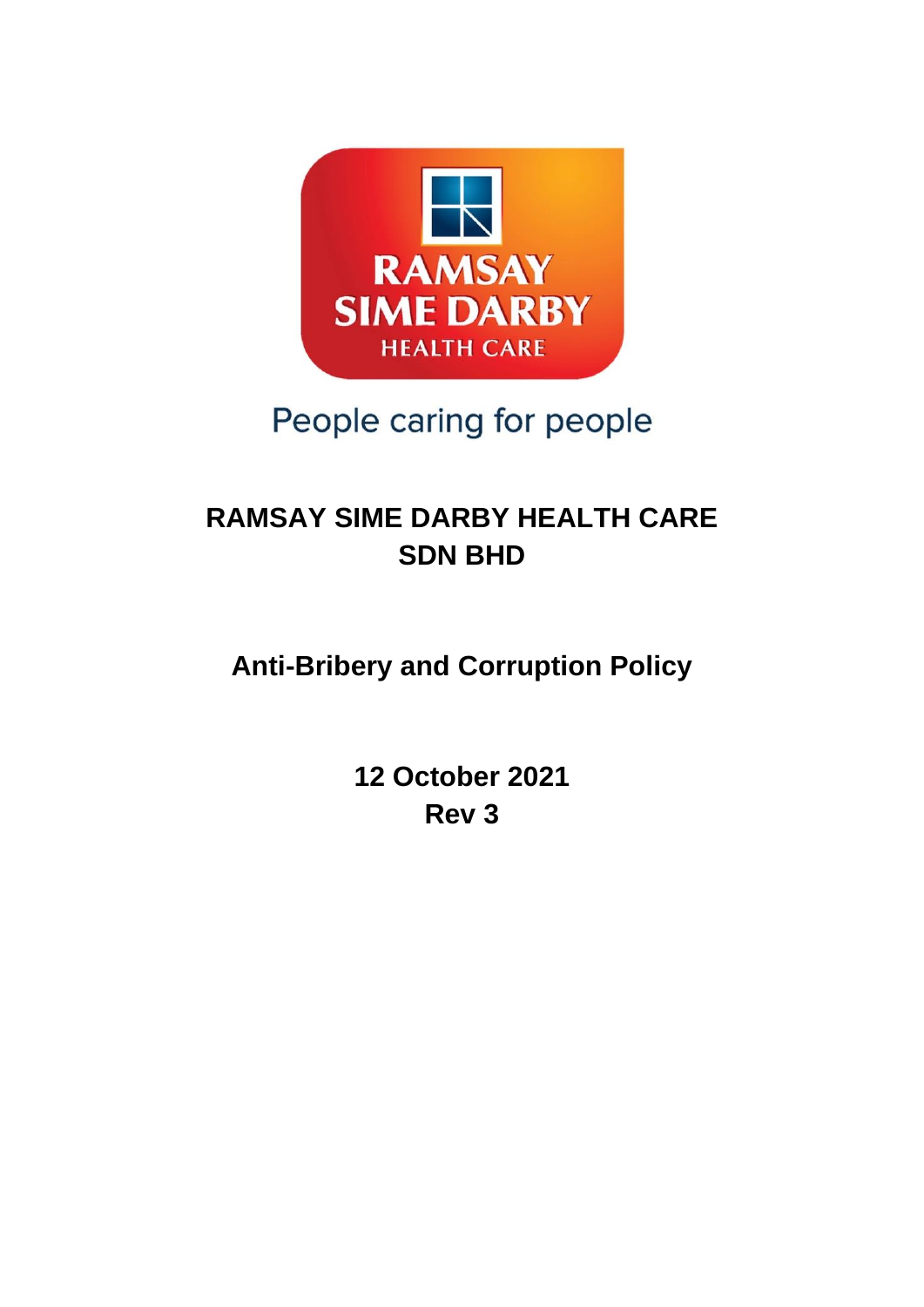RAMSAY SIME DARBY HEALTH CARE

People caring for people

# RAMSAY SIME DARBY HEALTH CARE SDN BHD

## Anti-Bribery and Corruption Policy

**12 October 2021**
**Rev 3**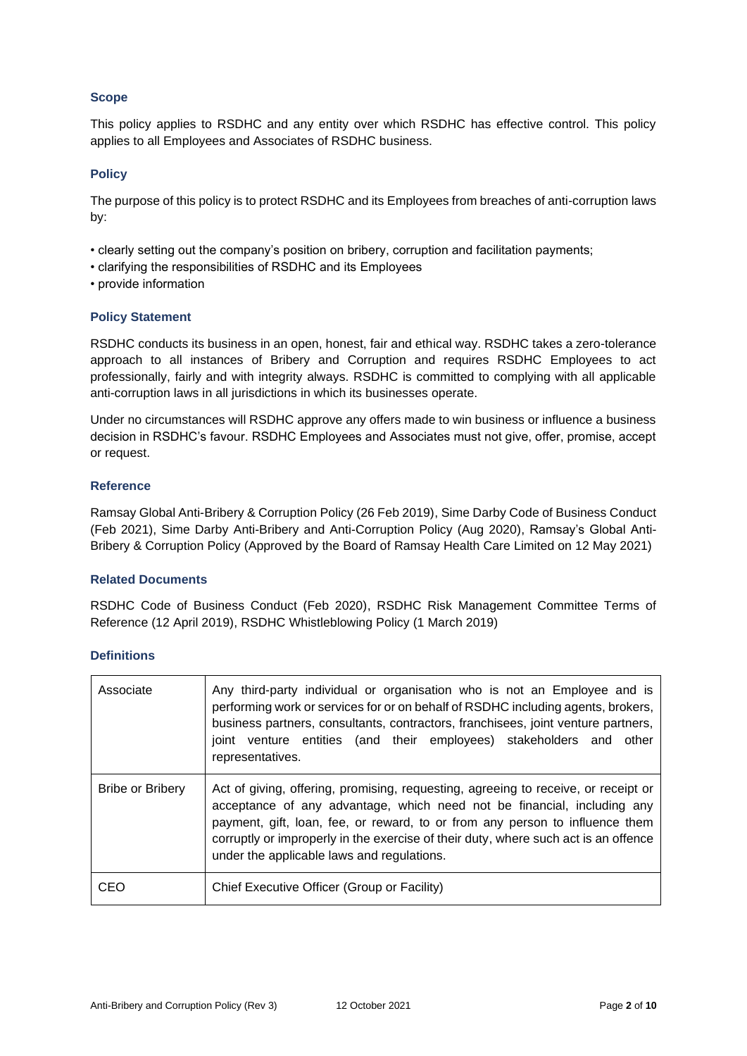### Scope

This policy applies to RSDHC and any entity over which RSDHC has effective control. This policy applies to all Employees and Associates of RSDHC business.

### Policy

The purpose of this policy is to protect RSDHC and its Employees from breaches of anti-corruption laws by:

- clearly setting out the company's position on bribery, corruption and facilitation payments;
- clarifying the responsibilities of RSDHC and its Employees
- provide information

### Policy Statement

RSDHC conducts its business in an open, honest, fair and ethical way. RSDHC takes a zero-tolerance approach to all instances of Bribery and Corruption and requires RSDHC Employees to act professionally, fairly and with integrity always. RSDHC is committed to complying with all applicable anti-corruption laws in all jurisdictions in which its businesses operate.

Under no circumstances will RSDHC approve any offers made to win business or influence a business decision in RSDHC's favour. RSDHC Employees and Associates must not give, offer, promise, accept or request.

### Reference

Ramsay Global Anti-Bribery & Corruption Policy (26 Feb 2019), Sime Darby Code of Business Conduct (Feb 2021), Sime Darby Anti-Bribery and Anti-Corruption Policy (Aug 2020), Ramsay's Global Anti-Bribery & Corruption Policy (Approved by the Board of Ramsay Health Care Limited on 12 May 2021)

### Related Documents

RSDHC Code of Business Conduct (Feb 2020), RSDHC Risk Management Committee Terms of Reference (12 April 2019), RSDHC Whistleblowing Policy (1 March 2019)

### Definitions

| Term | Definition |
|---|---|
| Associate | Any third-party individual or organisation who is not an Employee and is performing work or services for or on behalf of RSDHC including agents, brokers, business partners, consultants, contractors, franchisees, joint venture partners, joint venture entities (and their employees) stakeholders and other representatives. |
| Bribe or Bribery | Act of giving, offering, promising, requesting, agreeing to receive, or receipt or acceptance of any advantage, which need not be financial, including any payment, gift, loan, fee, or reward, to or from any person to influence them corruptly or improperly in the exercise of their duty, where such act is an offence under the applicable laws and regulations. |
| CEO | Chief Executive Officer (Group or Facility) |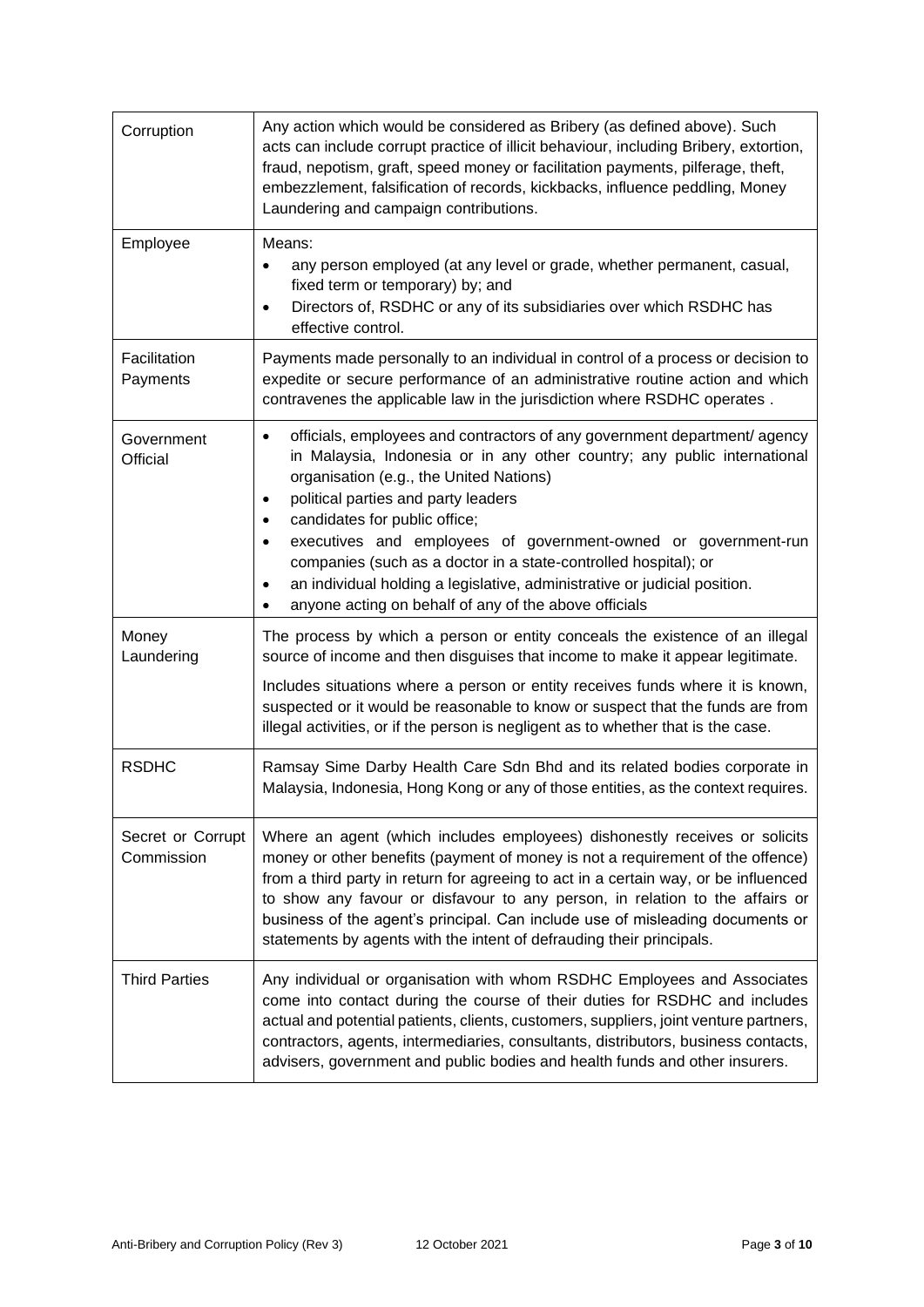| | |
|---|---|
| Corruption | Any action which would be considered as Bribery (as defined above). Such acts can include corrupt practice of illicit behaviour, including Bribery, extortion, fraud, nepotism, graft, speed money or facilitation payments, pilferage, theft, embezzlement, falsification of records, kickbacks, influence peddling, Money Laundering and campaign contributions. |
| Employee | Means:<br>• any person employed (at any level or grade, whether permanent, casual, fixed term or temporary) by; and<br>• Directors of, RSDHC or any of its subsidiaries over which RSDHC has effective control. |
| Facilitation Payments | Payments made personally to an individual in control of a process or decision to expedite or secure performance of an administrative routine action and which contravenes the applicable law in the jurisdiction where RSDHC operates . |
| Government Official | • officials, employees and contractors of any government department/ agency in Malaysia, Indonesia or in any other country; any public international organisation (e.g., the United Nations)<br>• political parties and party leaders<br>• candidates for public office;<br>• executives and employees of government-owned or government-run companies (such as a doctor in a state-controlled hospital); or<br>• an individual holding a legislative, administrative or judicial position.<br>• anyone acting on behalf of any of the above officials |
| Money Laundering | The process by which a person or entity conceals the existence of an illegal source of income and then disguises that income to make it appear legitimate.<br><br>Includes situations where a person or entity receives funds where it is known, suspected or it would be reasonable to know or suspect that the funds are from illegal activities, or if the person is negligent as to whether that is the case. |
| RSDHC | Ramsay Sime Darby Health Care Sdn Bhd and its related bodies corporate in Malaysia, Indonesia, Hong Kong or any of those entities, as the context requires. |
| Secret or Corrupt Commission | Where an agent (which includes employees) dishonestly receives or solicits money or other benefits (payment of money is not a requirement of the offence) from a third party in return for agreeing to act in a certain way, or be influenced to show any favour or disfavour to any person, in relation to the affairs or business of the agent's principal. Can include use of misleading documents or statements by agents with the intent of defrauding their principals. |
| Third Parties | Any individual or organisation with whom RSDHC Employees and Associates come into contact during the course of their duties for RSDHC and includes actual and potential patients, clients, customers, suppliers, joint venture partners, contractors, agents, intermediaries, consultants, distributors, business contacts, advisers, government and public bodies and health funds and other insurers. |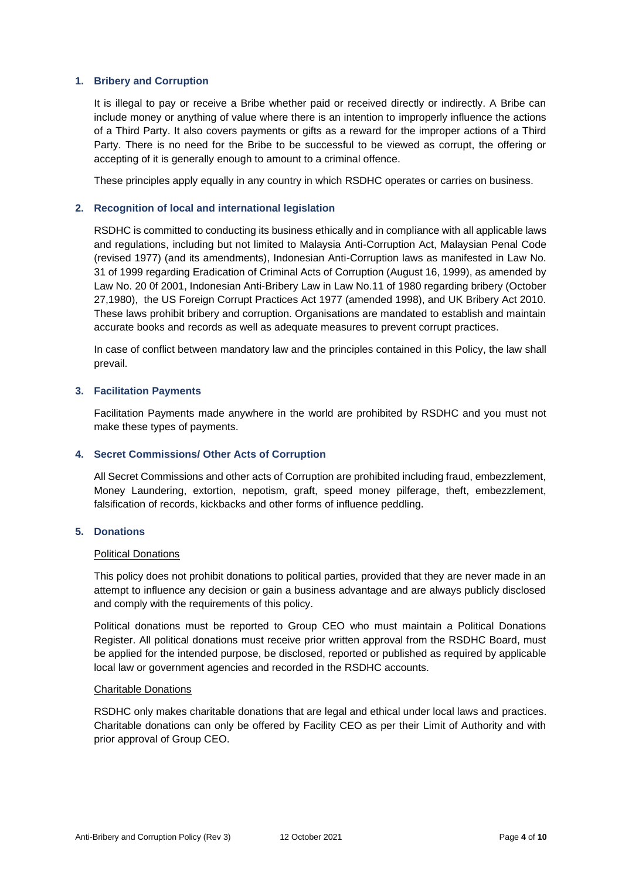## 1. Bribery and Corruption

It is illegal to pay or receive a Bribe whether paid or received directly or indirectly. A Bribe can include money or anything of value where there is an intention to improperly influence the actions of a Third Party. It also covers payments or gifts as a reward for the improper actions of a Third Party. There is no need for the Bribe to be successful to be viewed as corrupt, the offering or accepting of it is generally enough to amount to a criminal offence.

These principles apply equally in any country in which RSDHC operates or carries on business.

## 2. Recognition of local and international legislation

RSDHC is committed to conducting its business ethically and in compliance with all applicable laws and regulations, including but not limited to Malaysia Anti-Corruption Act, Malaysian Penal Code (revised 1977) (and its amendments), Indonesian Anti-Corruption laws as manifested in Law No. 31 of 1999 regarding Eradication of Criminal Acts of Corruption (August 16, 1999), as amended by Law No. 20 0f 2001, Indonesian Anti-Bribery Law in Law No.11 of 1980 regarding bribery (October 27,1980), the US Foreign Corrupt Practices Act 1977 (amended 1998), and UK Bribery Act 2010. These laws prohibit bribery and corruption. Organisations are mandated to establish and maintain accurate books and records as well as adequate measures to prevent corrupt practices.

In case of conflict between mandatory law and the principles contained in this Policy, the law shall prevail.

## 3. Facilitation Payments

Facilitation Payments made anywhere in the world are prohibited by RSDHC and you must not make these types of payments.

## 4. Secret Commissions/ Other Acts of Corruption

All Secret Commissions and other acts of Corruption are prohibited including fraud, embezzlement, Money Laundering, extortion, nepotism, graft, speed money pilferage, theft, embezzlement, falsification of records, kickbacks and other forms of influence peddling.

## 5. Donations

Political Donations

This policy does not prohibit donations to political parties, provided that they are never made in an attempt to influence any decision or gain a business advantage and are always publicly disclosed and comply with the requirements of this policy.

Political donations must be reported to Group CEO who must maintain a Political Donations Register. All political donations must receive prior written approval from the RSDHC Board, must be applied for the intended purpose, be disclosed, reported or published as required by applicable local law or government agencies and recorded in the RSDHC accounts.

Charitable Donations

RSDHC only makes charitable donations that are legal and ethical under local laws and practices. Charitable donations can only be offered by Facility CEO as per their Limit of Authority and with prior approval of Group CEO.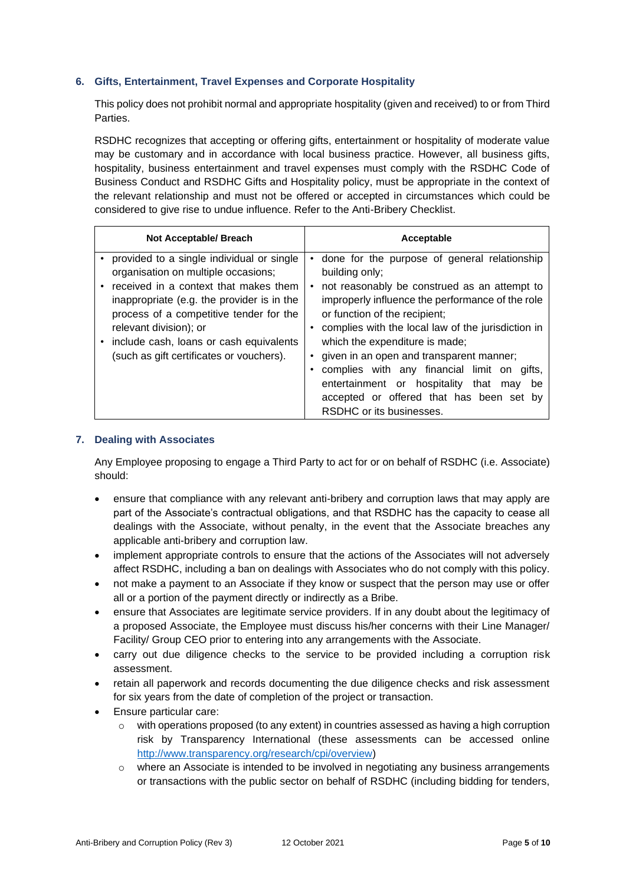## 6. Gifts, Entertainment, Travel Expenses and Corporate Hospitality

This policy does not prohibit normal and appropriate hospitality (given and received) to or from Third Parties.

RSDHC recognizes that accepting or offering gifts, entertainment or hospitality of moderate value may be customary and in accordance with local business practice. However, all business gifts, hospitality, business entertainment and travel expenses must comply with the RSDHC Code of Business Conduct and RSDHC Gifts and Hospitality policy, must be appropriate in the context of the relevant relationship and must not be offered or accepted in circumstances which could be considered to give rise to undue influence. Refer to the Anti-Bribery Checklist.

| Not Acceptable/ Breach | Acceptable |
|---|---|
| • provided to a single individual or single organisation on multiple occasions;<br>• received in a context that makes them inappropriate (e.g. the provider is in the process of a competitive tender for the relevant division); or<br>• include cash, loans or cash equivalents (such as gift certificates or vouchers). | • done for the purpose of general relationship building only;<br>• not reasonably be construed as an attempt to improperly influence the performance of the role or function of the recipient;<br>• complies with the local law of the jurisdiction in which the expenditure is made;<br>• given in an open and transparent manner;<br>• complies with any financial limit on gifts, entertainment or hospitality that may be accepted or offered that has been set by RSDHC or its businesses. |

## 7. Dealing with Associates

Any Employee proposing to engage a Third Party to act for or on behalf of RSDHC (i.e. Associate) should:

- ensure that compliance with any relevant anti-bribery and corruption laws that may apply are part of the Associate's contractual obligations, and that RSDHC has the capacity to cease all dealings with the Associate, without penalty, in the event that the Associate breaches any applicable anti-bribery and corruption law.
- implement appropriate controls to ensure that the actions of the Associates will not adversely affect RSDHC, including a ban on dealings with Associates who do not comply with this policy.
- not make a payment to an Associate if they know or suspect that the person may use or offer all or a portion of the payment directly or indirectly as a Bribe.
- ensure that Associates are legitimate service providers. If in any doubt about the legitimacy of a proposed Associate, the Employee must discuss his/her concerns with their Line Manager/ Facility/ Group CEO prior to entering into any arrangements with the Associate.
- carry out due diligence checks to the service to be provided including a corruption risk assessment.
- retain all paperwork and records documenting the due diligence checks and risk assessment for six years from the date of completion of the project or transaction.
- Ensure particular care:
  - with operations proposed (to any extent) in countries assessed as having a high corruption risk by Transparency International (these assessments can be accessed online http://www.transparency.org/research/cpi/overview)
  - where an Associate is intended to be involved in negotiating any business arrangements or transactions with the public sector on behalf of RSDHC (including bidding for tenders,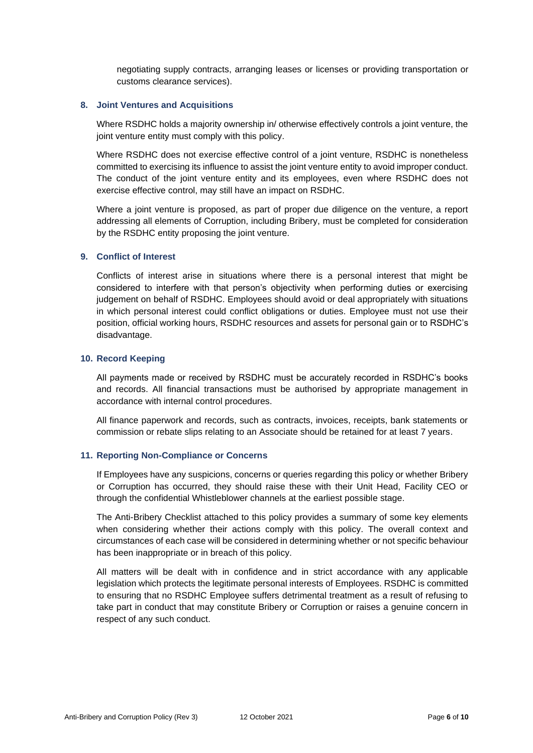negotiating supply contracts, arranging leases or licenses or providing transportation or customs clearance services).

## 8. Joint Ventures and Acquisitions

Where RSDHC holds a majority ownership in/ otherwise effectively controls a joint venture, the joint venture entity must comply with this policy.

Where RSDHC does not exercise effective control of a joint venture, RSDHC is nonetheless committed to exercising its influence to assist the joint venture entity to avoid improper conduct. The conduct of the joint venture entity and its employees, even where RSDHC does not exercise effective control, may still have an impact on RSDHC.

Where a joint venture is proposed, as part of proper due diligence on the venture, a report addressing all elements of Corruption, including Bribery, must be completed for consideration by the RSDHC entity proposing the joint venture.

## 9. Conflict of Interest

Conflicts of interest arise in situations where there is a personal interest that might be considered to interfere with that person's objectivity when performing duties or exercising judgement on behalf of RSDHC. Employees should avoid or deal appropriately with situations in which personal interest could conflict obligations or duties. Employee must not use their position, official working hours, RSDHC resources and assets for personal gain or to RSDHC's disadvantage.

## 10. Record Keeping

All payments made or received by RSDHC must be accurately recorded in RSDHC's books and records. All financial transactions must be authorised by appropriate management in accordance with internal control procedures.

All finance paperwork and records, such as contracts, invoices, receipts, bank statements or commission or rebate slips relating to an Associate should be retained for at least 7 years.

## 11. Reporting Non-Compliance or Concerns

If Employees have any suspicions, concerns or queries regarding this policy or whether Bribery or Corruption has occurred, they should raise these with their Unit Head, Facility CEO or through the confidential Whistleblower channels at the earliest possible stage.

The Anti-Bribery Checklist attached to this policy provides a summary of some key elements when considering whether their actions comply with this policy. The overall context and circumstances of each case will be considered in determining whether or not specific behaviour has been inappropriate or in breach of this policy.

All matters will be dealt with in confidence and in strict accordance with any applicable legislation which protects the legitimate personal interests of Employees. RSDHC is committed to ensuring that no RSDHC Employee suffers detrimental treatment as a result of refusing to take part in conduct that may constitute Bribery or Corruption or raises a genuine concern in respect of any such conduct.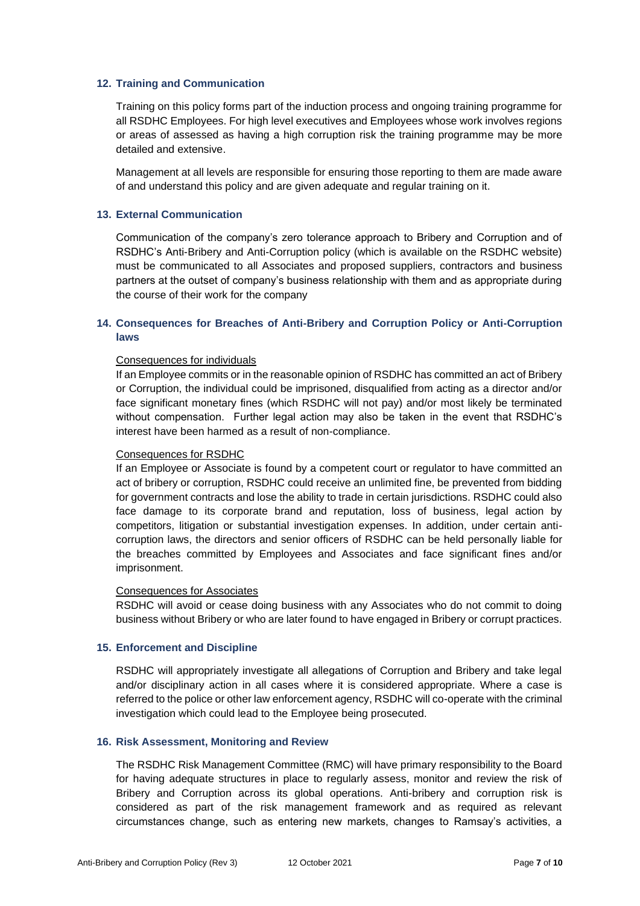## 12. Training and Communication

Training on this policy forms part of the induction process and ongoing training programme for all RSDHC Employees. For high level executives and Employees whose work involves regions or areas of assessed as having a high corruption risk the training programme may be more detailed and extensive.

Management at all levels are responsible for ensuring those reporting to them are made aware of and understand this policy and are given adequate and regular training on it.

## 13. External Communication

Communication of the company's zero tolerance approach to Bribery and Corruption and of RSDHC's Anti-Bribery and Anti-Corruption policy (which is available on the RSDHC website) must be communicated to all Associates and proposed suppliers, contractors and business partners at the outset of company's business relationship with them and as appropriate during the course of their work for the company

## 14. Consequences for Breaches of Anti-Bribery and Corruption Policy or Anti-Corruption laws

Consequences for individuals

If an Employee commits or in the reasonable opinion of RSDHC has committed an act of Bribery or Corruption, the individual could be imprisoned, disqualified from acting as a director and/or face significant monetary fines (which RSDHC will not pay) and/or most likely be terminated without compensation. Further legal action may also be taken in the event that RSDHC's interest have been harmed as a result of non-compliance.

Consequences for RSDHC

If an Employee or Associate is found by a competent court or regulator to have committed an act of bribery or corruption, RSDHC could receive an unlimited fine, be prevented from bidding for government contracts and lose the ability to trade in certain jurisdictions. RSDHC could also face damage to its corporate brand and reputation, loss of business, legal action by competitors, litigation or substantial investigation expenses. In addition, under certain anti-corruption laws, the directors and senior officers of RSDHC can be held personally liable for the breaches committed by Employees and Associates and face significant fines and/or imprisonment.

Consequences for Associates

RSDHC will avoid or cease doing business with any Associates who do not commit to doing business without Bribery or who are later found to have engaged in Bribery or corrupt practices.

## 15. Enforcement and Discipline

RSDHC will appropriately investigate all allegations of Corruption and Bribery and take legal and/or disciplinary action in all cases where it is considered appropriate. Where a case is referred to the police or other law enforcement agency, RSDHC will co-operate with the criminal investigation which could lead to the Employee being prosecuted.

## 16. Risk Assessment, Monitoring and Review

The RSDHC Risk Management Committee (RMC) will have primary responsibility to the Board for having adequate structures in place to regularly assess, monitor and review the risk of Bribery and Corruption across its global operations. Anti-bribery and corruption risk is considered as part of the risk management framework and as required as relevant circumstances change, such as entering new markets, changes to Ramsay's activities, a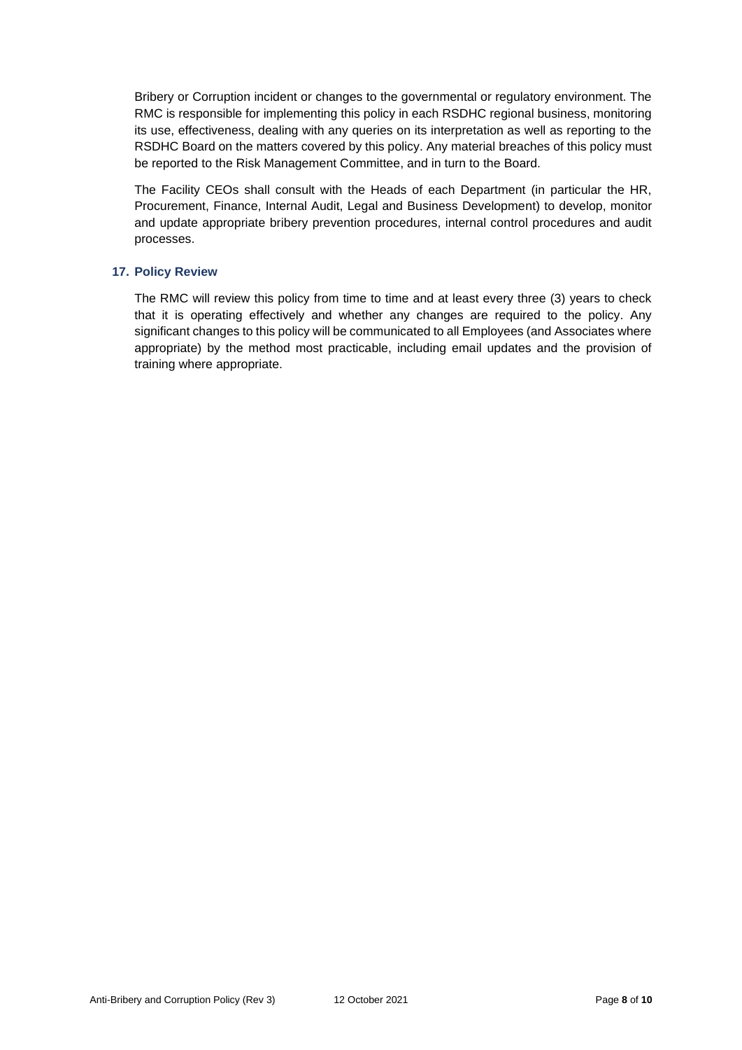Bribery or Corruption incident or changes to the governmental or regulatory environment. The RMC is responsible for implementing this policy in each RSDHC regional business, monitoring its use, effectiveness, dealing with any queries on its interpretation as well as reporting to the RSDHC Board on the matters covered by this policy. Any material breaches of this policy must be reported to the Risk Management Committee, and in turn to the Board.

The Facility CEOs shall consult with the Heads of each Department (in particular the HR, Procurement, Finance, Internal Audit, Legal and Business Development) to develop, monitor and update appropriate bribery prevention procedures, internal control procedures and audit processes.

## 17. Policy Review

The RMC will review this policy from time to time and at least every three (3) years to check that it is operating effectively and whether any changes are required to the policy. Any significant changes to this policy will be communicated to all Employees (and Associates where appropriate) by the method most practicable, including email updates and the provision of training where appropriate.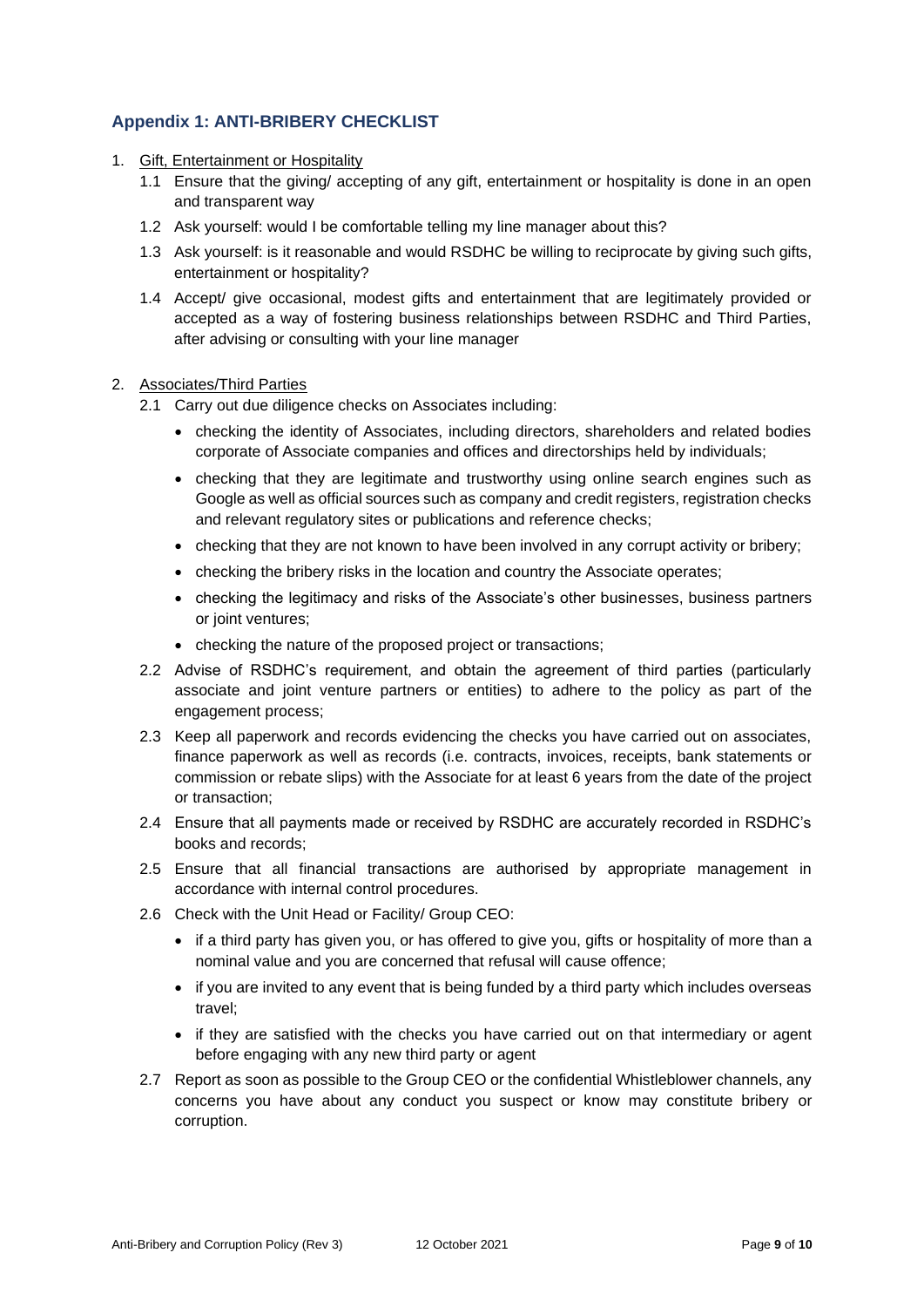## Appendix 1: ANTI-BRIBERY CHECKLIST

1. Gift, Entertainment or Hospitality
   - 1.1 Ensure that the giving/ accepting of any gift, entertainment or hospitality is done in an open and transparent way
   - 1.2 Ask yourself: would I be comfortable telling my line manager about this?
   - 1.3 Ask yourself: is it reasonable and would RSDHC be willing to reciprocate by giving such gifts, entertainment or hospitality?
   - 1.4 Accept/ give occasional, modest gifts and entertainment that are legitimately provided or accepted as a way of fostering business relationships between RSDHC and Third Parties, after advising or consulting with your line manager

2. Associates/Third Parties
   - 2.1 Carry out due diligence checks on Associates including:
     - checking the identity of Associates, including directors, shareholders and related bodies corporate of Associate companies and offices and directorships held by individuals;
     - checking that they are legitimate and trustworthy using online search engines such as Google as well as official sources such as company and credit registers, registration checks and relevant regulatory sites or publications and reference checks;
     - checking that they are not known to have been involved in any corrupt activity or bribery;
     - checking the bribery risks in the location and country the Associate operates;
     - checking the legitimacy and risks of the Associate's other businesses, business partners or joint ventures;
     - checking the nature of the proposed project or transactions;
   - 2.2 Advise of RSDHC's requirement, and obtain the agreement of third parties (particularly associate and joint venture partners or entities) to adhere to the policy as part of the engagement process;
   - 2.3 Keep all paperwork and records evidencing the checks you have carried out on associates, finance paperwork as well as records (i.e. contracts, invoices, receipts, bank statements or commission or rebate slips) with the Associate for at least 6 years from the date of the project or transaction;
   - 2.4 Ensure that all payments made or received by RSDHC are accurately recorded in RSDHC's books and records;
   - 2.5 Ensure that all financial transactions are authorised by appropriate management in accordance with internal control procedures.
   - 2.6 Check with the Unit Head or Facility/ Group CEO:
     - if a third party has given you, or has offered to give you, gifts or hospitality of more than a nominal value and you are concerned that refusal will cause offence;
     - if you are invited to any event that is being funded by a third party which includes overseas travel;
     - if they are satisfied with the checks you have carried out on that intermediary or agent before engaging with any new third party or agent
   - 2.7 Report as soon as possible to the Group CEO or the confidential Whistleblower channels, any concerns you have about any conduct you suspect or know may constitute bribery or corruption.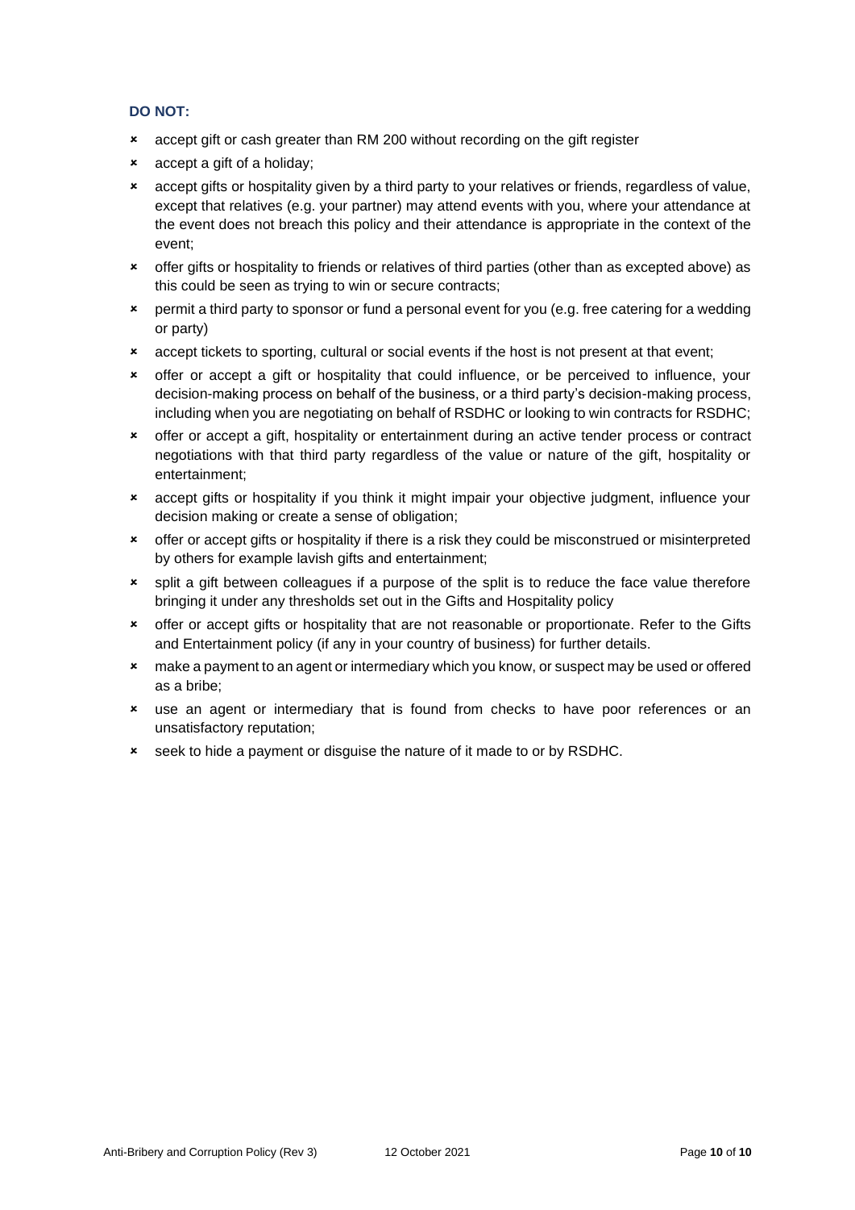**DO NOT:**

- accept gift or cash greater than RM 200 without recording on the gift register
- accept a gift of a holiday;
- accept gifts or hospitality given by a third party to your relatives or friends, regardless of value, except that relatives (e.g. your partner) may attend events with you, where your attendance at the event does not breach this policy and their attendance is appropriate in the context of the event;
- offer gifts or hospitality to friends or relatives of third parties (other than as excepted above) as this could be seen as trying to win or secure contracts;
- permit a third party to sponsor or fund a personal event for you (e.g. free catering for a wedding or party)
- accept tickets to sporting, cultural or social events if the host is not present at that event;
- offer or accept a gift or hospitality that could influence, or be perceived to influence, your decision-making process on behalf of the business, or a third party's decision-making process, including when you are negotiating on behalf of RSDHC or looking to win contracts for RSDHC;
- offer or accept a gift, hospitality or entertainment during an active tender process or contract negotiations with that third party regardless of the value or nature of the gift, hospitality or entertainment;
- accept gifts or hospitality if you think it might impair your objective judgment, influence your decision making or create a sense of obligation;
- offer or accept gifts or hospitality if there is a risk they could be misconstrued or misinterpreted by others for example lavish gifts and entertainment;
- split a gift between colleagues if a purpose of the split is to reduce the face value therefore bringing it under any thresholds set out in the Gifts and Hospitality policy
- offer or accept gifts or hospitality that are not reasonable or proportionate. Refer to the Gifts and Entertainment policy (if any in your country of business) for further details.
- make a payment to an agent or intermediary which you know, or suspect may be used or offered as a bribe;
- use an agent or intermediary that is found from checks to have poor references or an unsatisfactory reputation;
- seek to hide a payment or disguise the nature of it made to or by RSDHC.